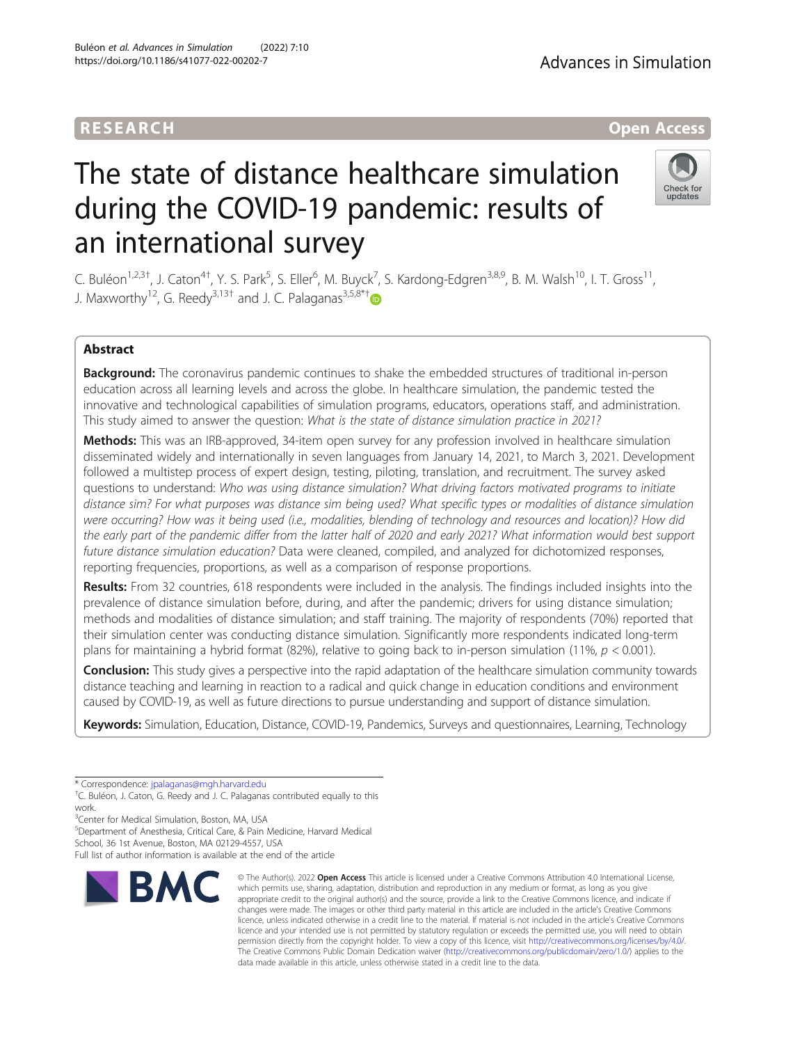RESEARCH Open Access

# The state of distance healthcare simulation during the COVID-19 pandemic: results of an international survey

C. Buléon[1,2,3†], J. Caton[4†], Y. S. Park[5], S. Eller[6], M. Buyck[7], S. Kardong-Edgren[3,8,9], B. M. Walsh[10], I. T. Gross[11], J. Maxworthy[12], G. Reedy[3,13†] and J. C. Palaganas[3,5,8*†]

## Abstract

**Background:** The coronavirus pandemic continues to shake the embedded structures of traditional in-person education across all learning levels and across the globe. In healthcare simulation, the pandemic tested the innovative and technological capabilities of simulation programs, educators, operations staff, and administration. This study aimed to answer the question: *What is the state of distance simulation practice in 2021?*

**Methods:** This was an IRB-approved, 34-item open survey for any profession involved in healthcare simulation disseminated widely and internationally in seven languages from January 14, 2021, to March 3, 2021. Development followed a multistep process of expert design, testing, piloting, translation, and recruitment. The survey asked questions to understand: *Who was using distance simulation? What driving factors motivated programs to initiate distance sim? For what purposes was distance sim being used? What specific types or modalities of distance simulation were occurring? How was it being used (i.e., modalities, blending of technology and resources and location)? How did the early part of the pandemic differ from the latter half of 2020 and early 2021? What information would best support future distance simulation education?* Data were cleaned, compiled, and analyzed for dichotomized responses, reporting frequencies, proportions, as well as a comparison of response proportions.

**Results:** From 32 countries, 618 respondents were included in the analysis. The findings included insights into the prevalence of distance simulation before, during, and after the pandemic; drivers for using distance simulation; methods and modalities of distance simulation; and staff training. The majority of respondents (70%) reported that their simulation center was conducting distance simulation. Significantly more respondents indicated long-term plans for maintaining a hybrid format (82%), relative to going back to in-person simulation (11%, $p < 0.001$).

**Conclusion:** This study gives a perspective into the rapid adaptation of the healthcare simulation community towards distance teaching and learning in reaction to a radical and quick change in education conditions and environment caused by COVID-19, as well as future directions to pursue understanding and support of distance simulation.

**Keywords:** Simulation, Education, Distance, COVID-19, Pandemics, Surveys and questionnaires, Learning, Technology

---

\* Correspondence: jpalaganas@mgh.harvard.edu
†C. Buléon, J. Caton, G. Reedy and J. C. Palaganas contributed equally to this work.
[3]Center for Medical Simulation, Boston, MA, USA
[5]Department of Anesthesia, Critical Care, & Pain Medicine, Harvard Medical School, 36 1st Avenue, Boston, MA 02129-4557, USA
Full list of author information is available at the end of the article

© The Author(s). 2022 **Open Access** This article is licensed under a Creative Commons Attribution 4.0 International License, which permits use, sharing, adaptation, distribution and reproduction in any medium or format, as long as you give appropriate credit to the original author(s) and the source, provide a link to the Creative Commons licence, and indicate if changes were made. The images or other third party material in this article are included in the article's Creative Commons licence, unless indicated otherwise in a credit line to the material. If material is not included in the article's Creative Commons licence and your intended use is not permitted by statutory regulation or exceeds the permitted use, you will need to obtain permission directly from the copyright holder. To view a copy of this licence, visit http://creativecommons.org/licenses/by/4.0/. The Creative Commons Public Domain Dedication waiver (http://creativecommons.org/publicdomain/zero/1.0/) applies to the data made available in this article, unless otherwise stated in a credit line to the data.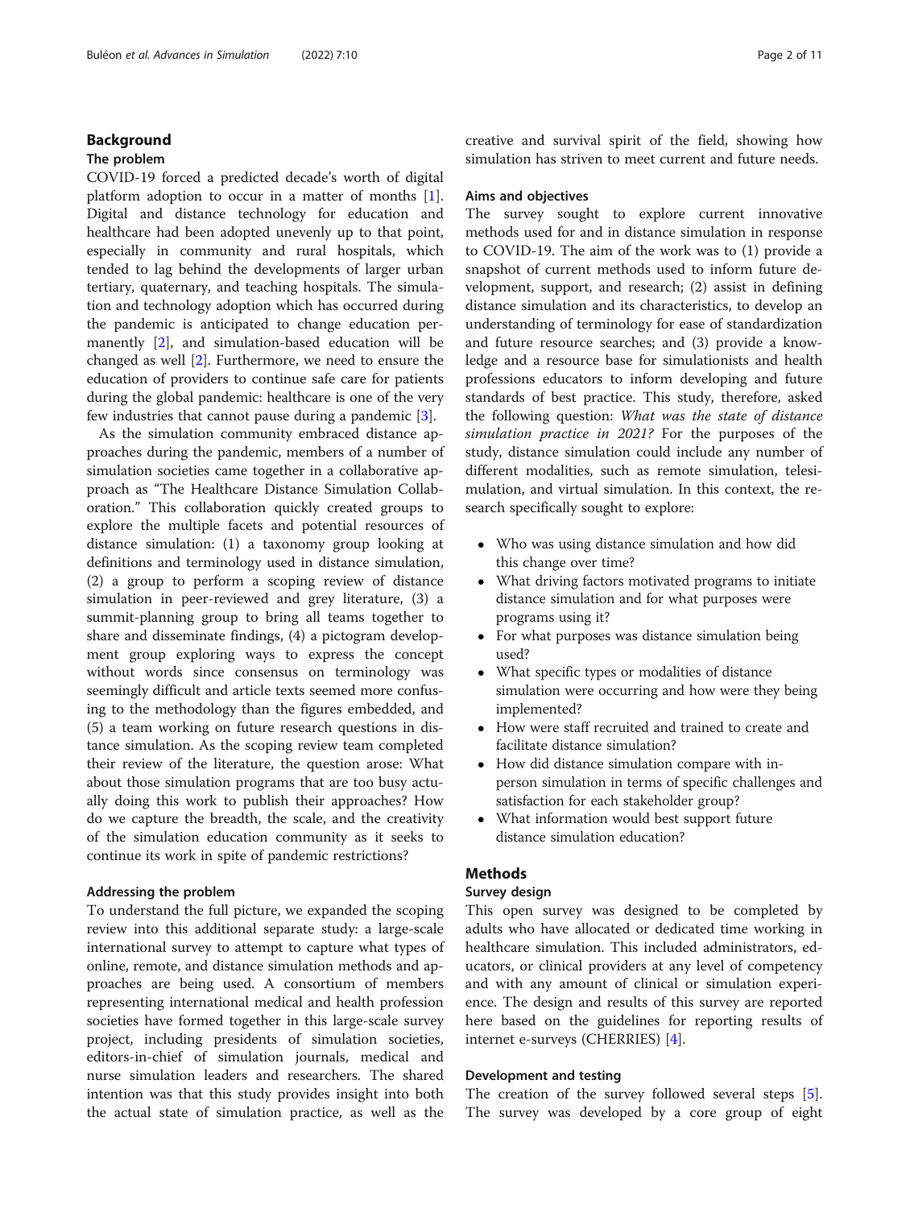## Background

### The problem

COVID-19 forced a predicted decade's worth of digital platform adoption to occur in a matter of months [1]. Digital and distance technology for education and healthcare had been adopted unevenly up to that point, especially in community and rural hospitals, which tended to lag behind the developments of larger urban tertiary, quaternary, and teaching hospitals. The simulation and technology adoption which has occurred during the pandemic is anticipated to change education permanently [2], and simulation-based education will be changed as well [2]. Furthermore, we need to ensure the education of providers to continue safe care for patients during the global pandemic: healthcare is one of the very few industries that cannot pause during a pandemic [3].

As the simulation community embraced distance approaches during the pandemic, members of a number of simulation societies came together in a collaborative approach as "The Healthcare Distance Simulation Collaboration." This collaboration quickly created groups to explore the multiple facets and potential resources of distance simulation: (1) a taxonomy group looking at definitions and terminology used in distance simulation, (2) a group to perform a scoping review of distance simulation in peer-reviewed and grey literature, (3) a summit-planning group to bring all teams together to share and disseminate findings, (4) a pictogram development group exploring ways to express the concept without words since consensus on terminology was seemingly difficult and article texts seemed more confusing to the methodology than the figures embedded, and (5) a team working on future research questions in distance simulation. As the scoping review team completed their review of the literature, the question arose: What about those simulation programs that are too busy actually doing this work to publish their approaches? How do we capture the breadth, the scale, and the creativity of the simulation education community as it seeks to continue its work in spite of pandemic restrictions?

### Addressing the problem

To understand the full picture, we expanded the scoping review into this additional separate study: a large-scale international survey to attempt to capture what types of online, remote, and distance simulation methods and approaches are being used. A consortium of members representing international medical and health profession societies have formed together in this large-scale survey project, including presidents of simulation societies, editors-in-chief of simulation journals, medical and nurse simulation leaders and researchers. The shared intention was that this study provides insight into both the actual state of simulation practice, as well as the creative and survival spirit of the field, showing how simulation has striven to meet current and future needs.

### Aims and objectives

The survey sought to explore current innovative methods used for and in distance simulation in response to COVID-19. The aim of the work was to (1) provide a snapshot of current methods used to inform future development, support, and research; (2) assist in defining distance simulation and its characteristics, to develop an understanding of terminology for ease of standardization and future resource searches; and (3) provide a knowledge and a resource base for simulationists and health professions educators to inform developing and future standards of best practice. This study, therefore, asked the following question: *What was the state of distance simulation practice in 2021?* For the purposes of the study, distance simulation could include any number of different modalities, such as remote simulation, telesimulation, and virtual simulation. In this context, the research specifically sought to explore:

- Who was using distance simulation and how did this change over time?
- What driving factors motivated programs to initiate distance simulation and for what purposes were programs using it?
- For what purposes was distance simulation being used?
- What specific types or modalities of distance simulation were occurring and how were they being implemented?
- How were staff recruited and trained to create and facilitate distance simulation?
- How did distance simulation compare with in-person simulation in terms of specific challenges and satisfaction for each stakeholder group?
- What information would best support future distance simulation education?

## Methods

### Survey design

This open survey was designed to be completed by adults who have allocated or dedicated time working in healthcare simulation. This included administrators, educators, or clinical providers at any level of competency and with any amount of clinical or simulation experience. The design and results of this survey are reported here based on the guidelines for reporting results of internet e-surveys (CHERRIES) [4].

### Development and testing

The creation of the survey followed several steps [5]. The survey was developed by a core group of eight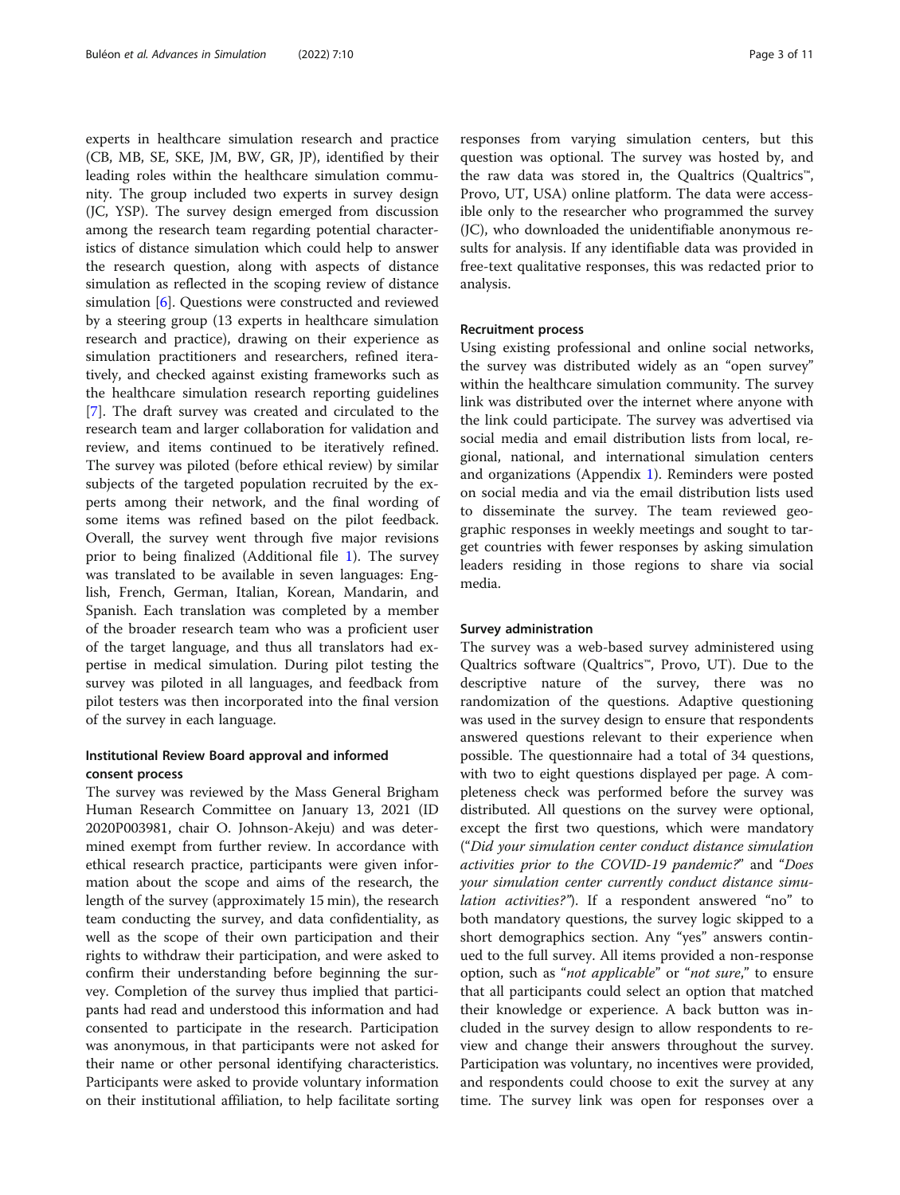experts in healthcare simulation research and practice (CB, MB, SE, SKE, JM, BW, GR, JP), identified by their leading roles within the healthcare simulation community. The group included two experts in survey design (JC, YSP). The survey design emerged from discussion among the research team regarding potential characteristics of distance simulation which could help to answer the research question, along with aspects of distance simulation as reflected in the scoping review of distance simulation [6]. Questions were constructed and reviewed by a steering group (13 experts in healthcare simulation research and practice), drawing on their experience as simulation practitioners and researchers, refined iteratively, and checked against existing frameworks such as the healthcare simulation research reporting guidelines [7]. The draft survey was created and circulated to the research team and larger collaboration for validation and review, and items continued to be iteratively refined. The survey was piloted (before ethical review) by similar subjects of the targeted population recruited by the experts among their network, and the final wording of some items was refined based on the pilot feedback. Overall, the survey went through five major revisions prior to being finalized (Additional file 1). The survey was translated to be available in seven languages: English, French, German, Italian, Korean, Mandarin, and Spanish. Each translation was completed by a member of the broader research team who was a proficient user of the target language, and thus all translators had expertise in medical simulation. During pilot testing the survey was piloted in all languages, and feedback from pilot testers was then incorporated into the final version of the survey in each language.

### Institutional Review Board approval and informed consent process

The survey was reviewed by the Mass General Brigham Human Research Committee on January 13, 2021 (ID 2020P003981, chair O. Johnson-Akeju) and was determined exempt from further review. In accordance with ethical research practice, participants were given information about the scope and aims of the research, the length of the survey (approximately 15 min), the research team conducting the survey, and data confidentiality, as well as the scope of their own participation and their rights to withdraw their participation, and were asked to confirm their understanding before beginning the survey. Completion of the survey thus implied that participants had read and understood this information and had consented to participate in the research. Participation was anonymous, in that participants were not asked for their name or other personal identifying characteristics. Participants were asked to provide voluntary information on their institutional affiliation, to help facilitate sorting responses from varying simulation centers, but this question was optional. The survey was hosted by, and the raw data was stored in, the Qualtrics (Qualtrics™, Provo, UT, USA) online platform. The data were accessible only to the researcher who programmed the survey (JC), who downloaded the unidentifiable anonymous results for analysis. If any identifiable data was provided in free-text qualitative responses, this was redacted prior to analysis.

### Recruitment process

Using existing professional and online social networks, the survey was distributed widely as an "open survey" within the healthcare simulation community. The survey link was distributed over the internet where anyone with the link could participate. The survey was advertised via social media and email distribution lists from local, regional, national, and international simulation centers and organizations (Appendix 1). Reminders were posted on social media and via the email distribution lists used to disseminate the survey. The team reviewed geographic responses in weekly meetings and sought to target countries with fewer responses by asking simulation leaders residing in those regions to share via social media.

### Survey administration

The survey was a web-based survey administered using Qualtrics software (Qualtrics™, Provo, UT). Due to the descriptive nature of the survey, there was no randomization of the questions. Adaptive questioning was used in the survey design to ensure that respondents answered questions relevant to their experience when possible. The questionnaire had a total of 34 questions, with two to eight questions displayed per page. A completeness check was performed before the survey was distributed. All questions on the survey were optional, except the first two questions, which were mandatory ("*Did your simulation center conduct distance simulation activities prior to the COVID-19 pandemic?*" and "*Does your simulation center currently conduct distance simulation activities?*"). If a respondent answered "no" to both mandatory questions, the survey logic skipped to a short demographics section. Any "yes" answers continued to the full survey. All items provided a non-response option, such as "*not applicable*" or "*not sure*," to ensure that all participants could select an option that matched their knowledge or experience. A back button was included in the survey design to allow respondents to review and change their answers throughout the survey. Participation was voluntary, no incentives were provided, and respondents could choose to exit the survey at any time. The survey link was open for responses over a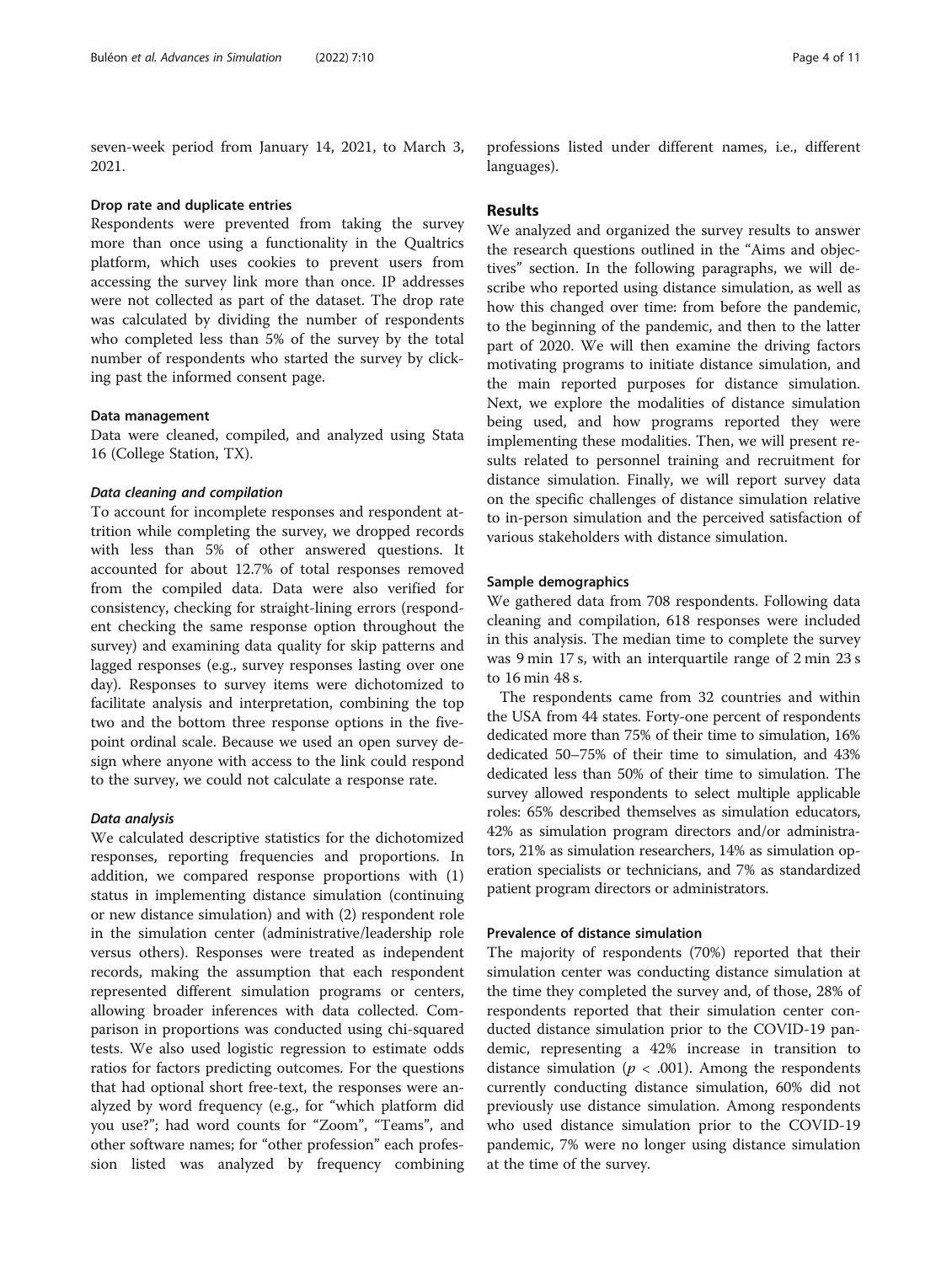seven-week period from January 14, 2021, to March 3, 2021.

#### Drop rate and duplicate entries

Respondents were prevented from taking the survey more than once using a functionality in the Qualtrics platform, which uses cookies to prevent users from accessing the survey link more than once. IP addresses were not collected as part of the dataset. The drop rate was calculated by dividing the number of respondents who completed less than 5% of the survey by the total number of respondents who started the survey by clicking past the informed consent page.

#### Data management

Data were cleaned, compiled, and analyzed using Stata 16 (College Station, TX).

##### *Data cleaning and compilation*

To account for incomplete responses and respondent attrition while completing the survey, we dropped records with less than 5% of other answered questions. It accounted for about 12.7% of total responses removed from the compiled data. Data were also verified for consistency, checking for straight-lining errors (respondent checking the same response option throughout the survey) and examining data quality for skip patterns and lagged responses (e.g., survey responses lasting over one day). Responses to survey items were dichotomized to facilitate analysis and interpretation, combining the top two and the bottom three response options in the five-point ordinal scale. Because we used an open survey design where anyone with access to the link could respond to the survey, we could not calculate a response rate.

##### *Data analysis*

We calculated descriptive statistics for the dichotomized responses, reporting frequencies and proportions. In addition, we compared response proportions with (1) status in implementing distance simulation (continuing or new distance simulation) and with (2) respondent role in the simulation center (administrative/leadership role versus others). Responses were treated as independent records, making the assumption that each respondent represented different simulation programs or centers, allowing broader inferences with data collected. Comparison in proportions was conducted using chi-squared tests. We also used logistic regression to estimate odds ratios for factors predicting outcomes. For the questions that had optional short free-text, the responses were analyzed by word frequency (e.g., for "which platform did you use?"; had word counts for "Zoom", "Teams", and other software names; for "other profession" each profession listed was analyzed by frequency combining professions listed under different names, i.e., different languages).

## Results

We analyzed and organized the survey results to answer the research questions outlined in the "Aims and objectives" section. In the following paragraphs, we will describe who reported using distance simulation, as well as how this changed over time: from before the pandemic, to the beginning of the pandemic, and then to the latter part of 2020. We will then examine the driving factors motivating programs to initiate distance simulation, and the main reported purposes for distance simulation. Next, we explore the modalities of distance simulation being used, and how programs reported they were implementing these modalities. Then, we will present results related to personnel training and recruitment for distance simulation. Finally, we will report survey data on the specific challenges of distance simulation relative to in-person simulation and the perceived satisfaction of various stakeholders with distance simulation.

#### Sample demographics

We gathered data from 708 respondents. Following data cleaning and compilation, 618 responses were included in this analysis. The median time to complete the survey was 9 min 17 s, with an interquartile range of 2 min 23 s to 16 min 48 s.

The respondents came from 32 countries and within the USA from 44 states. Forty-one percent of respondents dedicated more than 75% of their time to simulation, 16% dedicated 50–75% of their time to simulation, and 43% dedicated less than 50% of their time to simulation. The survey allowed respondents to select multiple applicable roles: 65% described themselves as simulation educators, 42% as simulation program directors and/or administrators, 21% as simulation researchers, 14% as simulation operation specialists or technicians, and 7% as standardized patient program directors or administrators.

#### Prevalence of distance simulation

The majority of respondents (70%) reported that their simulation center was conducting distance simulation at the time they completed the survey and, of those, 28% of respondents reported that their simulation center conducted distance simulation prior to the COVID-19 pandemic, representing a 42% increase in transition to distance simulation ($p < .001$). Among the respondents currently conducting distance simulation, 60% did not previously use distance simulation. Among respondents who used distance simulation prior to the COVID-19 pandemic, 7% were no longer using distance simulation at the time of the survey.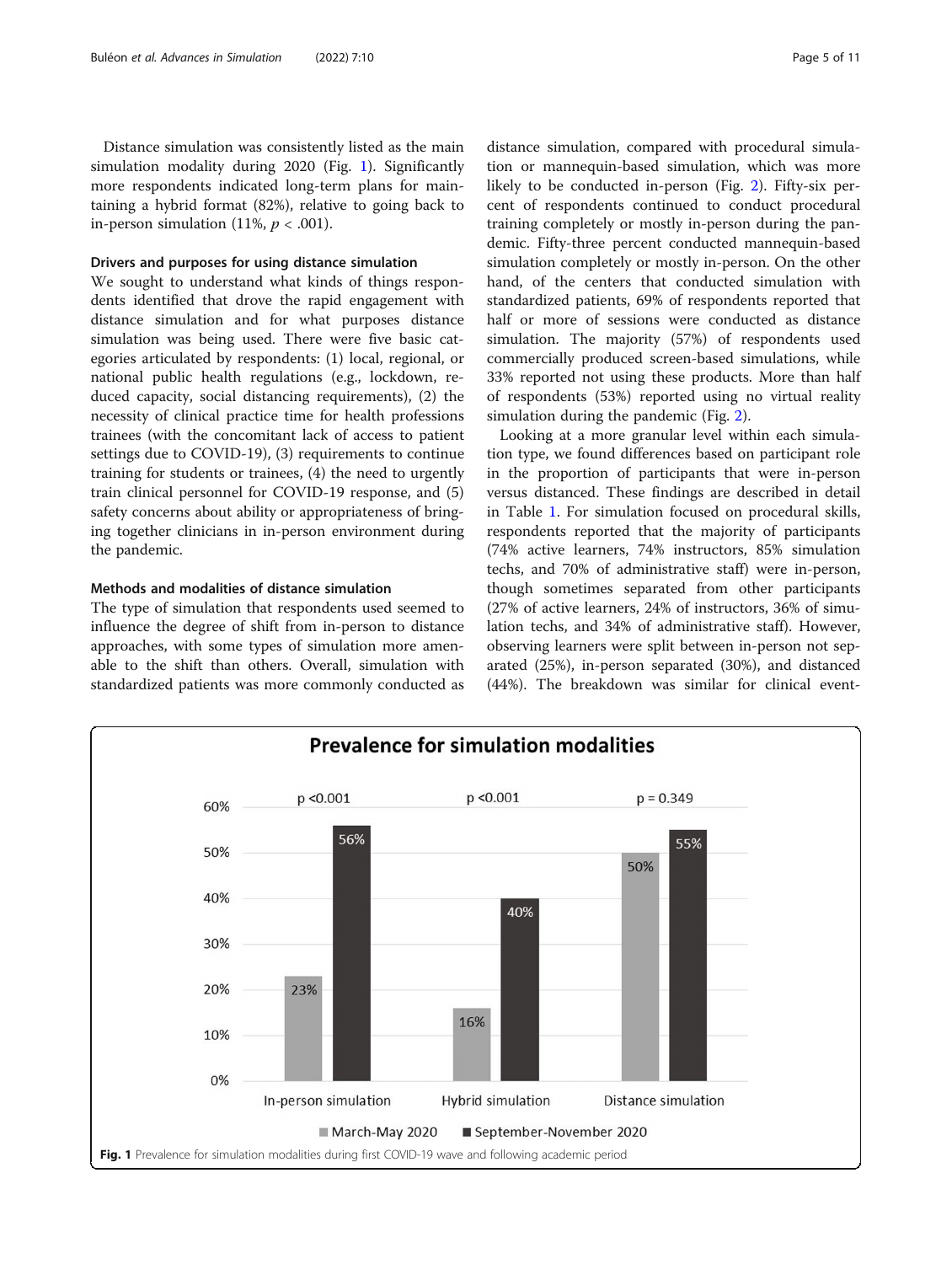Distance simulation was consistently listed as the main simulation modality during 2020 (Fig. 1). Significantly more respondents indicated long-term plans for maintaining a hybrid format (82%), relative to going back to in-person simulation (11%, $p < .001$).

### Drivers and purposes for using distance simulation

We sought to understand what kinds of things respondents identified that drove the rapid engagement with distance simulation and for what purposes distance simulation was being used. There were five basic categories articulated by respondents: (1) local, regional, or national public health regulations (e.g., lockdown, reduced capacity, social distancing requirements), (2) the necessity of clinical practice time for health professions trainees (with the concomitant lack of access to patient settings due to COVID-19), (3) requirements to continue training for students or trainees, (4) the need to urgently train clinical personnel for COVID-19 response, and (5) safety concerns about ability or appropriateness of bringing together clinicians in in-person environment during the pandemic.

### Methods and modalities of distance simulation

The type of simulation that respondents used seemed to influence the degree of shift from in-person to distance approaches, with some types of simulation more amenable to the shift than others. Overall, simulation with standardized patients was more commonly conducted as distance simulation, compared with procedural simulation or mannequin-based simulation, which was more likely to be conducted in-person (Fig. 2). Fifty-six percent of respondents continued to conduct procedural training completely or mostly in-person during the pandemic. Fifty-three percent conducted mannequin-based simulation completely or mostly in-person. On the other hand, of the centers that conducted simulation with standardized patients, 69% of respondents reported that half or more of sessions were conducted as distance simulation. The majority (57%) of respondents used commercially produced screen-based simulations, while 33% reported not using these products. More than half of respondents (53%) reported using no virtual reality simulation during the pandemic (Fig. 2).

Looking at a more granular level within each simulation type, we found differences based on participant role in the proportion of participants that were in-person versus distanced. These findings are described in detail in Table 1. For simulation focused on procedural skills, respondents reported that the majority of participants (74% active learners, 74% instructors, 85% simulation techs, and 70% of administrative staff) were in-person, though sometimes separated from other participants (27% of active learners, 24% of instructors, 36% of simulation techs, and 34% of administrative staff). However, observing learners were split between in-person not separated (25%), in-person separated (30%), and distanced (44%). The breakdown was similar for clinical event-

**Prevalence for simulation modalities**

| | March-May 2020 | September-November 2020 | p |
|---|---|---|---|
| In-person simulation | 23% | 56% | p <0.001 |
| Hybrid simulation | 16% | 40% | p <0.001 |
| Distance simulation | 50% | 55% | p = 0.349 |

**Fig. 1** Prevalence for simulation modalities during first COVID-19 wave and following academic period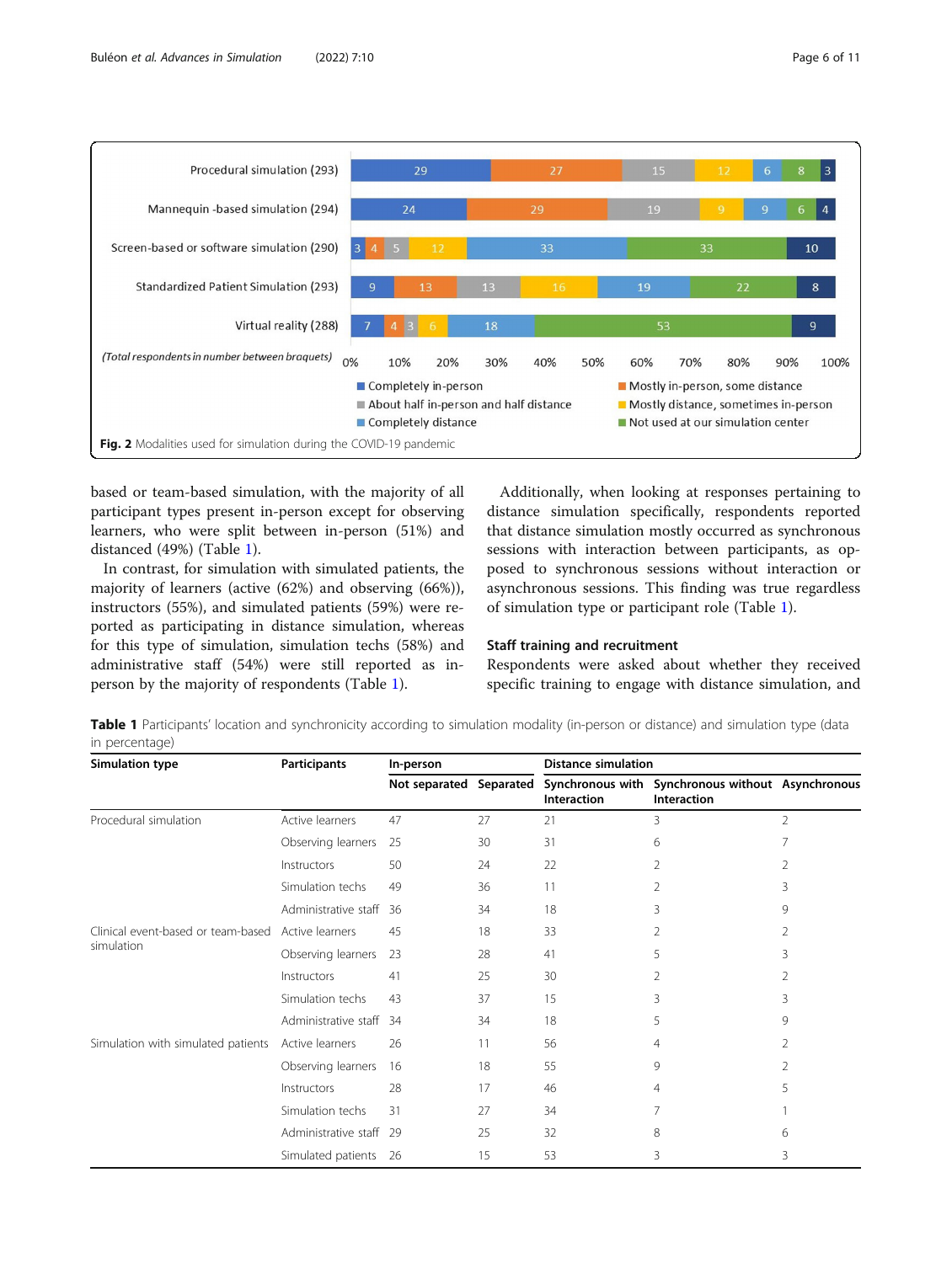Fig. 2 Modalities used for simulation during the COVID-19 pandemic

based or team-based simulation, with the majority of all participant types present in-person except for observing learners, who were split between in-person (51%) and distanced (49%) (Table 1).

In contrast, for simulation with simulated patients, the majority of learners (active (62%) and observing (66%)), instructors (55%), and simulated patients (59%) were reported as participating in distance simulation, whereas for this type of simulation, simulation techs (58%) and administrative staff (54%) were still reported as in-person by the majority of respondents (Table 1).

Additionally, when looking at responses pertaining to distance simulation specifically, respondents reported that distance simulation mostly occurred as synchronous sessions with interaction between participants, as opposed to synchronous sessions without interaction or asynchronous sessions. This finding was true regardless of simulation type or participant role (Table 1).

### Staff training and recruitment

Respondents were asked about whether they received specific training to engage with distance simulation, and

**Table 1** Participants' location and synchronicity according to simulation modality (in-person or distance) and simulation type (data in percentage)

| Simulation type | Participants | In-person | | Distance simulation | | |
|---|---|---|---|---|---|---|
| | | Not separated | Separated | Synchronous with Interaction | Synchronous without Interaction | Asynchronous |
| Procedural simulation | Active learners | 47 | 27 | 21 | 3 | 2 |
| | Observing learners | 25 | 30 | 31 | 6 | 7 |
| | Instructors | 50 | 24 | 22 | 2 | 2 |
| | Simulation techs | 49 | 36 | 11 | 2 | 3 |
| | Administrative staff | 36 | 34 | 18 | 3 | 9 |
| Clinical event-based or team-based simulation | Active learners | 45 | 18 | 33 | 2 | 2 |
| | Observing learners | 23 | 28 | 41 | 5 | 3 |
| | Instructors | 41 | 25 | 30 | 2 | 2 |
| | Simulation techs | 43 | 37 | 15 | 3 | 3 |
| | Administrative staff | 34 | 34 | 18 | 5 | 9 |
| Simulation with simulated patients | Active learners | 26 | 11 | 56 | 4 | 2 |
| | Observing learners | 16 | 18 | 55 | 9 | 2 |
| | Instructors | 28 | 17 | 46 | 4 | 5 |
| | Simulation techs | 31 | 27 | 34 | 7 | 1 |
| | Administrative staff | 29 | 25 | 32 | 8 | 6 |
| | Simulated patients | 26 | 15 | 53 | 3 | 3 |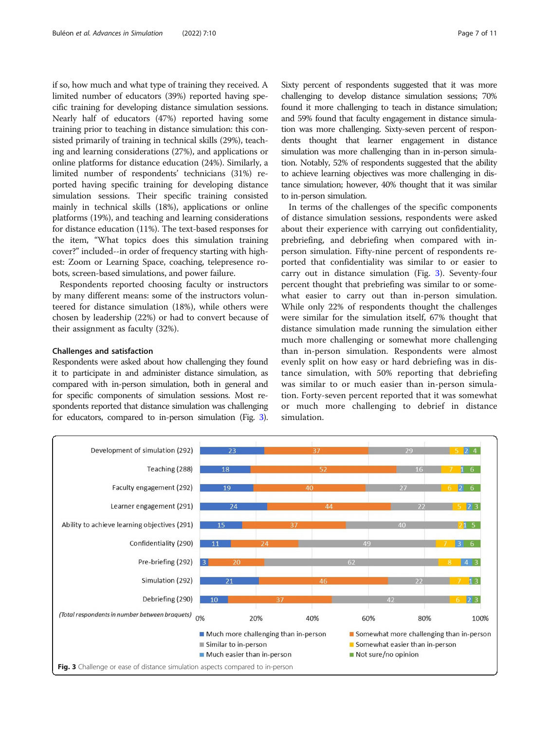if so, how much and what type of training they received. A limited number of educators (39%) reported having specific training for developing distance simulation sessions. Nearly half of educators (47%) reported having some training prior to teaching in distance simulation: this consisted primarily of training in technical skills (29%), teaching and learning considerations (27%), and applications or online platforms for distance education (24%). Similarly, a limited number of respondents' technicians (31%) reported having specific training for developing distance simulation sessions. Their specific training consisted mainly in technical skills (18%), applications or online platforms (19%), and teaching and learning considerations for distance education (11%). The text-based responses for the item, "What topics does this simulation training cover?" included--in order of frequency starting with highest: Zoom or Learning Space, coaching, telepresence robots, screen-based simulations, and power failure.

Respondents reported choosing faculty or instructors by many different means: some of the instructors volunteered for distance simulation (18%), while others were chosen by leadership (22%) or had to convert because of their assignment as faculty (32%).

### Challenges and satisfaction

Respondents were asked about how challenging they found it to participate in and administer distance simulation, as compared with in-person simulation, both in general and for specific components of simulation sessions. Most respondents reported that distance simulation was challenging for educators, compared to in-person simulation (Fig. 3). Sixty percent of respondents suggested that it was more challenging to develop distance simulation sessions; 70% found it more challenging to teach in distance simulation; and 59% found that faculty engagement in distance simulation was more challenging. Sixty-seven percent of respondents thought that learner engagement in distance simulation was more challenging than in in-person simulation. Notably, 52% of respondents suggested that the ability to achieve learning objectives was more challenging in distance simulation; however, 40% thought that it was similar to in-person simulation.

In terms of the challenges of the specific components of distance simulation sessions, respondents were asked about their experience with carrying out confidentiality, prebriefing, and debriefing when compared with in-person simulation. Fifty-nine percent of respondents reported that confidentiality was similar to or easier to carry out in distance simulation (Fig. 3). Seventy-four percent thought that prebriefing was similar to or somewhat easier to carry out than in-person simulation. While only 22% of respondents thought the challenges were similar for the simulation itself, 67% thought that distance simulation made running the simulation either much more challenging or somewhat more challenging than in-person simulation. Respondents were almost evenly split on how easy or hard debriefing was in distance simulation, with 50% reporting that debriefing was similar to or much easier than in-person simulation. Forty-seven percent reported that it was somewhat or much more challenging to debrief in distance simulation.

| (Total respondents in number between braquets) | Much more challenging than in-person | Somewhat more challenging than in-person | Similar to in-person | Somewhat easier than in-person | Much easier than in-person | Not sure/no opinion |
|---|---|---|---|---|---|---|
| Development of simulation (292) | 23 | 37 | 29 | 5 | 2 | 4 |
| Teaching (288) | 18 | 52 | 16 | 7 | 1 | 6 |
| Faculty engagement (292) | 19 | 40 | 27 | 6 | 2 | 6 |
| Learner engagement (291) | 24 | 44 | 22 | 5 | 2 | 3 |
| Ability to achieve learning objectives (291) | 15 | 37 | 40 | 2 | 1 | 5 |
| Confidentiality (290) | 11 | 24 | 49 | 7 | 3 | 6 |
| Pre-briefing (292) | 3 | 20 | 62 | 8 | 4 | 3 |
| Simulation (292) | 21 | 46 | 22 | 7 | 1 | 3 |
| Debriefing (290) | 10 | 37 | 42 | 6 | 2 | 3 |

**Fig. 3** Challenge or ease of distance simulation aspects compared to in-person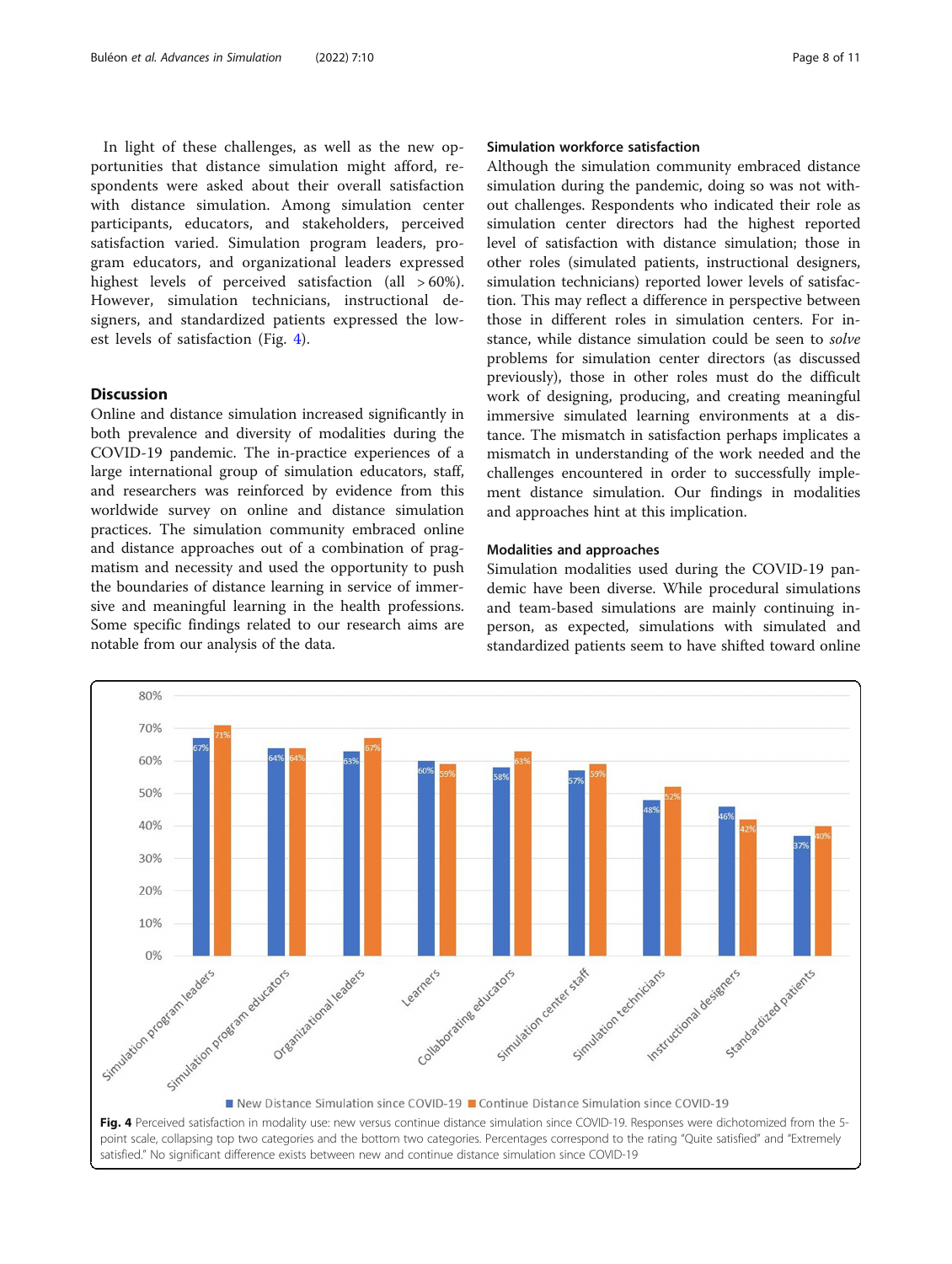In light of these challenges, as well as the new opportunities that distance simulation might afford, respondents were asked about their overall satisfaction with distance simulation. Among simulation center participants, educators, and stakeholders, perceived satisfaction varied. Simulation program leaders, program educators, and organizational leaders expressed highest levels of perceived satisfaction (all > 60%). However, simulation technicians, instructional designers, and standardized patients expressed the lowest levels of satisfaction (Fig. 4).

## Discussion

Online and distance simulation increased significantly in both prevalence and diversity of modalities during the COVID-19 pandemic. The in-practice experiences of a large international group of simulation educators, staff, and researchers was reinforced by evidence from this worldwide survey on online and distance simulation practices. The simulation community embraced online and distance approaches out of a combination of pragmatism and necessity and used the opportunity to push the boundaries of distance learning in service of immersive and meaningful learning in the health professions. Some specific findings related to our research aims are notable from our analysis of the data.

### Simulation workforce satisfaction

Although the simulation community embraced distance simulation during the pandemic, doing so was not without challenges. Respondents who indicated their role as simulation center directors had the highest reported level of satisfaction with distance simulation; those in other roles (simulated patients, instructional designers, simulation technicians) reported lower levels of satisfaction. This may reflect a difference in perspective between those in different roles in simulation centers. For instance, while distance simulation could be seen to *solve* problems for simulation center directors (as discussed previously), those in other roles must do the difficult work of designing, producing, and creating meaningful immersive simulated learning environments at a distance. The mismatch in satisfaction perhaps implicates a mismatch in understanding of the work needed and the challenges encountered in order to successfully implement distance simulation. Our findings in modalities and approaches hint at this implication.

### Modalities and approaches

Simulation modalities used during the COVID-19 pandemic have been diverse. While procedural simulations and team-based simulations are mainly continuing in-person, as expected, simulations with simulated and standardized patients seem to have shifted toward online

| Role | New Distance Simulation since COVID-19 | Continue Distance Simulation since COVID-19 |
| --- | --- | --- |
| Simulation program leaders | 67% | 71% |
| Simulation program educators | 64% | 64% |
| Organizational leaders | 63% | 67% |
| Learners | 60% | 59% |
| Collaborating educators | 58% | 63% |
| Simulation center staff | 57% | 59% |
| Simulation technicians | 48% | 52% |
| Instructional designers | 46% | 42% |
| Standardized patients | 37% | 40% |

**Fig. 4** Perceived satisfaction in modality use: new versus continue distance simulation since COVID-19. Responses were dichotomized from the 5-point scale, collapsing top two categories and the bottom two categories. Percentages correspond to the rating "Quite satisfied" and "Extremely satisfied." No significant difference exists between new and continue distance simulation since COVID-19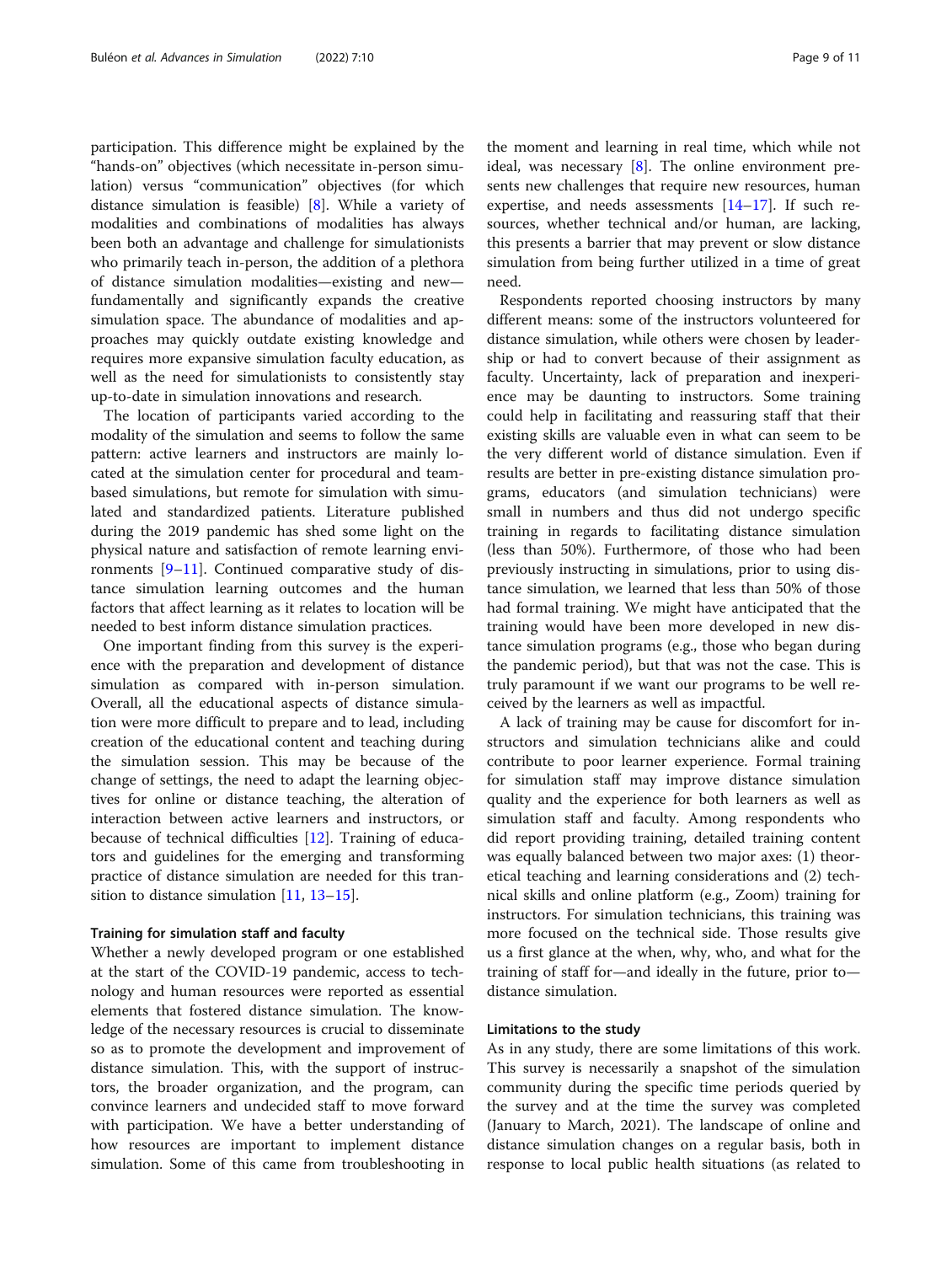participation. This difference might be explained by the "hands-on" objectives (which necessitate in-person simulation) versus "communication" objectives (for which distance simulation is feasible) [8]. While a variety of modalities and combinations of modalities has always been both an advantage and challenge for simulationists who primarily teach in-person, the addition of a plethora of distance simulation modalities—existing and new—fundamentally and significantly expands the creative simulation space. The abundance of modalities and approaches may quickly outdate existing knowledge and requires more expansive simulation faculty education, as well as the need for simulationists to consistently stay up-to-date in simulation innovations and research.

The location of participants varied according to the modality of the simulation and seems to follow the same pattern: active learners and instructors are mainly located at the simulation center for procedural and team-based simulations, but remote for simulation with simulated and standardized patients. Literature published during the 2019 pandemic has shed some light on the physical nature and satisfaction of remote learning environments [9–11]. Continued comparative study of distance simulation learning outcomes and the human factors that affect learning as it relates to location will be needed to best inform distance simulation practices.

One important finding from this survey is the experience with the preparation and development of distance simulation as compared with in-person simulation. Overall, all the educational aspects of distance simulation were more difficult to prepare and to lead, including creation of the educational content and teaching during the simulation session. This may be because of the change of settings, the need to adapt the learning objectives for online or distance teaching, the alteration of interaction between active learners and instructors, or because of technical difficulties [12]. Training of educators and guidelines for the emerging and transforming practice of distance simulation are needed for this transition to distance simulation [11, 13–15].

### Training for simulation staff and faculty

Whether a newly developed program or one established at the start of the COVID-19 pandemic, access to technology and human resources were reported as essential elements that fostered distance simulation. The knowledge of the necessary resources is crucial to disseminate so as to promote the development and improvement of distance simulation. This, with the support of instructors, the broader organization, and the program, can convince learners and undecided staff to move forward with participation. We have a better understanding of how resources are important to implement distance simulation. Some of this came from troubleshooting in the moment and learning in real time, which while not ideal, was necessary [8]. The online environment presents new challenges that require new resources, human expertise, and needs assessments [14–17]. If such resources, whether technical and/or human, are lacking, this presents a barrier that may prevent or slow distance simulation from being further utilized in a time of great need.

Respondents reported choosing instructors by many different means: some of the instructors volunteered for distance simulation, while others were chosen by leadership or had to convert because of their assignment as faculty. Uncertainty, lack of preparation and inexperience may be daunting to instructors. Some training could help in facilitating and reassuring staff that their existing skills are valuable even in what can seem to be the very different world of distance simulation. Even if results are better in pre-existing distance simulation programs, educators (and simulation technicians) were small in numbers and thus did not undergo specific training in regards to facilitating distance simulation (less than 50%). Furthermore, of those who had been previously instructing in simulations, prior to using distance simulation, we learned that less than 50% of those had formal training. We might have anticipated that the training would have been more developed in new distance simulation programs (e.g., those who began during the pandemic period), but that was not the case. This is truly paramount if we want our programs to be well received by the learners as well as impactful.

A lack of training may be cause for discomfort for instructors and simulation technicians alike and could contribute to poor learner experience. Formal training for simulation staff may improve distance simulation quality and the experience for both learners as well as simulation staff and faculty. Among respondents who did report providing training, detailed training content was equally balanced between two major axes: (1) theoretical teaching and learning considerations and (2) technical skills and online platform (e.g., Zoom) training for instructors. For simulation technicians, this training was more focused on the technical side. Those results give us a first glance at the when, why, who, and what for the training of staff for—and ideally in the future, prior to—distance simulation.

### Limitations to the study

As in any study, there are some limitations of this work. This survey is necessarily a snapshot of the simulation community during the specific time periods queried by the survey and at the time the survey was completed (January to March, 2021). The landscape of online and distance simulation changes on a regular basis, both in response to local public health situations (as related to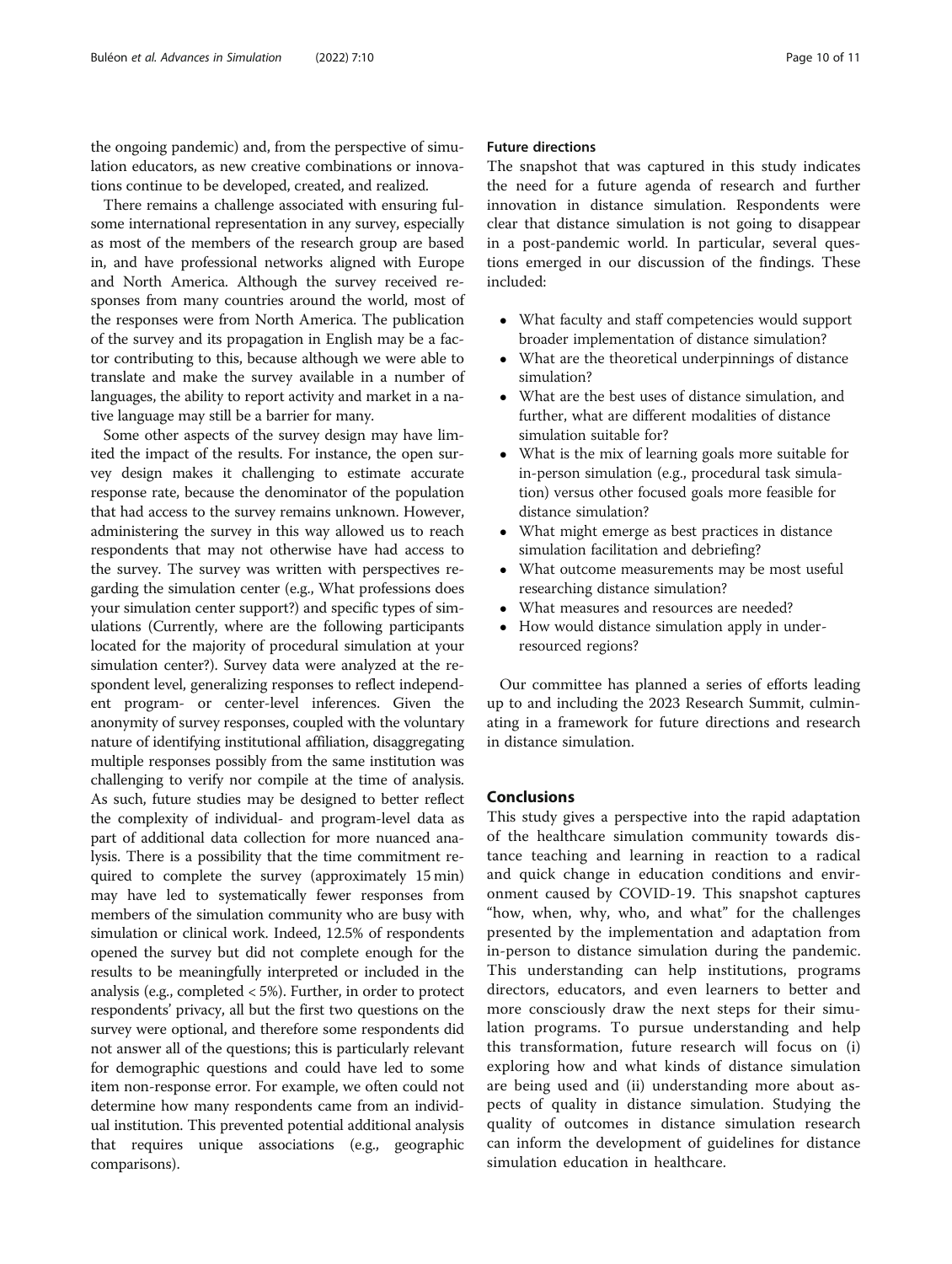the ongoing pandemic) and, from the perspective of simulation educators, as new creative combinations or innovations continue to be developed, created, and realized.

There remains a challenge associated with ensuring fulsome international representation in any survey, especially as most of the members of the research group are based in, and have professional networks aligned with Europe and North America. Although the survey received responses from many countries around the world, most of the responses were from North America. The publication of the survey and its propagation in English may be a factor contributing to this, because although we were able to translate and make the survey available in a number of languages, the ability to report activity and market in a native language may still be a barrier for many.

Some other aspects of the survey design may have limited the impact of the results. For instance, the open survey design makes it challenging to estimate accurate response rate, because the denominator of the population that had access to the survey remains unknown. However, administering the survey in this way allowed us to reach respondents that may not otherwise have had access to the survey. The survey was written with perspectives regarding the simulation center (e.g., What professions does your simulation center support?) and specific types of simulations (Currently, where are the following participants located for the majority of procedural simulation at your simulation center?). Survey data were analyzed at the respondent level, generalizing responses to reflect independent program- or center-level inferences. Given the anonymity of survey responses, coupled with the voluntary nature of identifying institutional affiliation, disaggregating multiple responses possibly from the same institution was challenging to verify nor compile at the time of analysis. As such, future studies may be designed to better reflect the complexity of individual- and program-level data as part of additional data collection for more nuanced analysis. There is a possibility that the time commitment required to complete the survey (approximately 15 min) may have led to systematically fewer responses from members of the simulation community who are busy with simulation or clinical work. Indeed, 12.5% of respondents opened the survey but did not complete enough for the results to be meaningfully interpreted or included in the analysis (e.g., completed < 5%). Further, in order to protect respondents' privacy, all but the first two questions on the survey were optional, and therefore some respondents did not answer all of the questions; this is particularly relevant for demographic questions and could have led to some item non-response error. For example, we often could not determine how many respondents came from an individual institution. This prevented potential additional analysis that requires unique associations (e.g., geographic comparisons).

### Future directions

The snapshot that was captured in this study indicates the need for a future agenda of research and further innovation in distance simulation. Respondents were clear that distance simulation is not going to disappear in a post-pandemic world. In particular, several questions emerged in our discussion of the findings. These included:

- What faculty and staff competencies would support broader implementation of distance simulation?
- What are the theoretical underpinnings of distance simulation?
- What are the best uses of distance simulation, and further, what are different modalities of distance simulation suitable for?
- What is the mix of learning goals more suitable for in-person simulation (e.g., procedural task simulation) versus other focused goals more feasible for distance simulation?
- What might emerge as best practices in distance simulation facilitation and debriefing?
- What outcome measurements may be most useful researching distance simulation?
- What measures and resources are needed?
- How would distance simulation apply in under-resourced regions?

Our committee has planned a series of efforts leading up to and including the 2023 Research Summit, culminating in a framework for future directions and research in distance simulation.

## Conclusions

This study gives a perspective into the rapid adaptation of the healthcare simulation community towards distance teaching and learning in reaction to a radical and quick change in education conditions and environment caused by COVID-19. This snapshot captures "how, when, why, who, and what" for the challenges presented by the implementation and adaptation from in-person to distance simulation during the pandemic. This understanding can help institutions, programs directors, educators, and even learners to better and more consciously draw the next steps for their simulation programs. To pursue understanding and help this transformation, future research will focus on (i) exploring how and what kinds of distance simulation are being used and (ii) understanding more about aspects of quality in distance simulation. Studying the quality of outcomes in distance simulation research can inform the development of guidelines for distance simulation education in healthcare.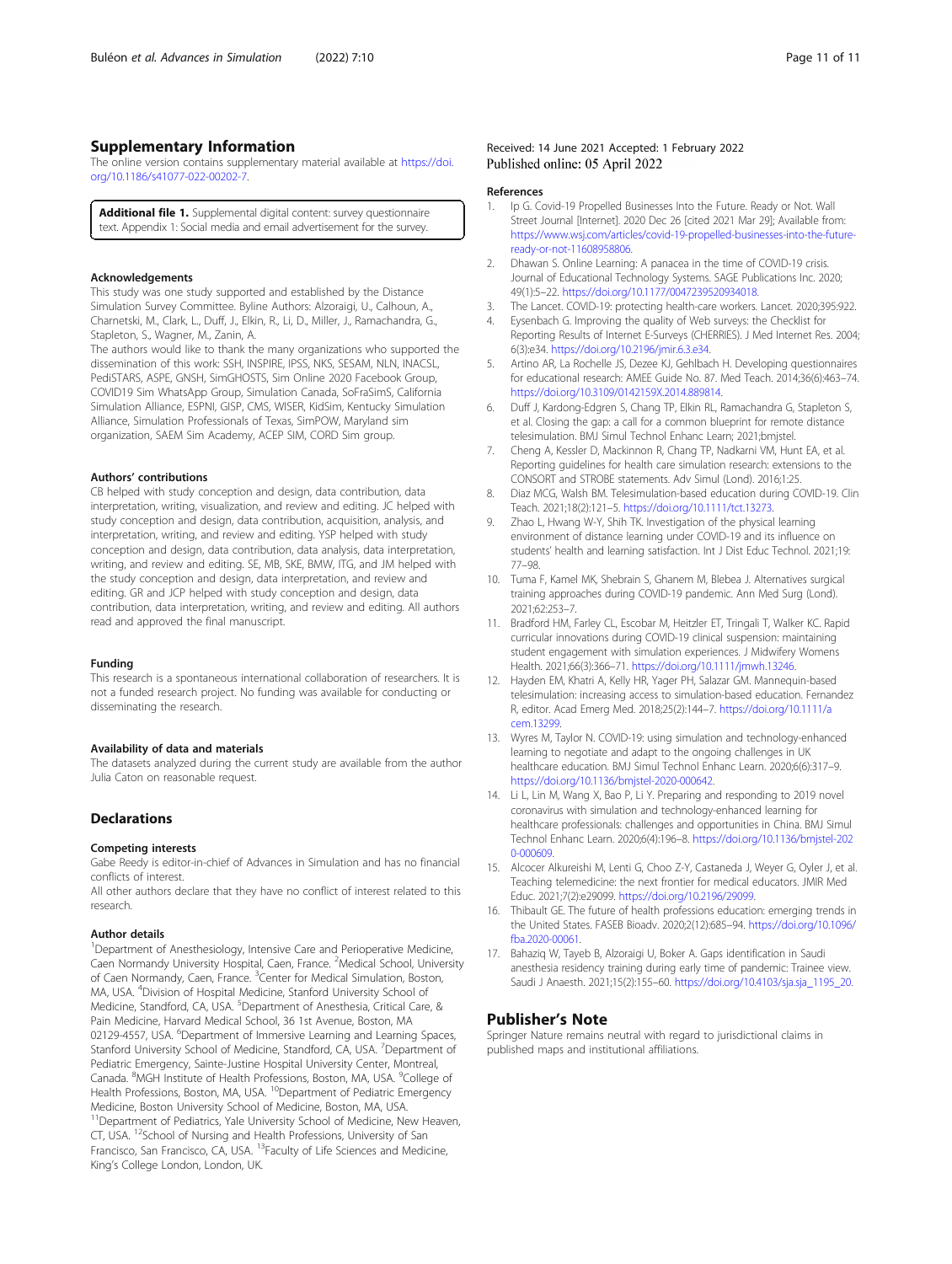## Supplementary Information

The online version contains supplementary material available at https://doi.org/10.1186/s41077-022-00202-7.

**Additional file 1.** Supplemental digital content: survey questionnaire text. Appendix 1: Social media and email advertisement for the survey.

### Acknowledgements

This study was one study supported and established by the Distance Simulation Survey Committee. Byline Authors: Alzoraigi, U., Calhoun, A., Charnetski, M., Clark, L., Duff, J., Elkin, R., Li, D., Miller, J., Ramachandra, G., Stapleton, S., Wagner, M., Zanin, A.

The authors would like to thank the many organizations who supported the dissemination of this work: SSH, INSPIRE, IPSS, NKS, SESAM, NLN, INACSL, PediSTARS, ASPE, GNSH, SimGHOSTS, Sim Online 2020 Facebook Group, COVID19 Sim WhatsApp Group, Simulation Canada, SoFraSimS, California Simulation Alliance, ESPNI, GISP, CMS, WISER, KidSim, Kentucky Simulation Alliance, Simulation Professionals of Texas, SimPOW, Maryland sim organization, SAEM Sim Academy, ACEP SIM, CORD Sim group.

### Authors' contributions

CB helped with study conception and design, data contribution, data interpretation, writing, visualization, and review and editing. JC helped with study conception and design, data contribution, acquisition, analysis, and interpretation, writing, and review and editing. YSP helped with study conception and design, data contribution, data analysis, data interpretation, writing, and review and editing. SE, MB, SKE, BMW, ITG, and JM helped with the study conception and design, data interpretation, and review and editing. GR and JCP helped with study conception and design, data contribution, data interpretation, writing, and review and editing. All authors read and approved the final manuscript.

### Funding

This research is a spontaneous international collaboration of researchers. It is not a funded research project. No funding was available for conducting or disseminating the research.

### Availability of data and materials

The datasets analyzed during the current study are available from the author Julia Caton on reasonable request.

## Declarations

### Competing interests

Gabe Reedy is editor-in-chief of Advances in Simulation and has no financial conflicts of interest.

All other authors declare that they have no conflict of interest related to this research.

### Author details

[1]Department of Anesthesiology, Intensive Care and Perioperative Medicine, Caen Normandy University Hospital, Caen, France. [2]Medical School, University of Caen Normandy, Caen, France. [3]Center for Medical Simulation, Boston, MA, USA. [4]Division of Hospital Medicine, Stanford University School of Medicine, Standford, CA, USA. [5]Department of Anesthesia, Critical Care, & Pain Medicine, Harvard Medical School, 36 1st Avenue, Boston, MA 02129-4557, USA. [6]Department of Immersive Learning and Learning Spaces, Stanford University School of Medicine, Standford, CA, USA. [7]Department of Pediatric Emergency, Sainte-Justine Hospital University Center, Montreal, Canada. [8]MGH Institute of Health Professions, Boston, MA, USA. [9]College of Health Professions, Boston, MA, USA. [10]Department of Pediatric Emergency Medicine, Boston University School of Medicine, Boston, MA, USA. [11]Department of Pediatrics, Yale University School of Medicine, New Heaven, CT, USA. [12]School of Nursing and Health Professions, University of San Francisco, San Francisco, CA, USA. [13]Faculty of Life Sciences and Medicine, King's College London, London, UK.

Received: 14 June 2021 Accepted: 1 February 2022
Published online: 05 April 2022

### References

1. Ip G. Covid-19 Propelled Businesses Into the Future. Ready or Not. Wall Street Journal [Internet]. 2020 Dec 26 [cited 2021 Mar 29]; Available from: https://www.wsj.com/articles/covid-19-propelled-businesses-into-the-future-ready-or-not-11608958806.
2. Dhawan S. Online Learning: A panacea in the time of COVID-19 crisis. Journal of Educational Technology Systems. SAGE Publications Inc. 2020; 49(1):5–22. https://doi.org/10.1177/0047239520934018.
3. The Lancet. COVID-19: protecting health-care workers. Lancet. 2020;395:922.
4. Eysenbach G. Improving the quality of Web surveys: the Checklist for Reporting Results of Internet E-Surveys (CHERRIES). J Med Internet Res. 2004; 6(3):e34. https://doi.org/10.2196/jmir.6.3.e34.
5. Artino AR, La Rochelle JS, Dezee KJ, Gehlbach H. Developing questionnaires for educational research: AMEE Guide No. 87. Med Teach. 2014;36(6):463–74. https://doi.org/10.3109/0142159X.2014.889814.
6. Duff J, Kardong-Edgren S, Chang TP, Elkin RL, Ramachandra G, Stapleton S, et al. Closing the gap: a call for a common blueprint for remote distance telesimulation. BMJ Simul Technol Enhanc Learn; 2021;bmjstel.
7. Cheng A, Kessler D, Mackinnon R, Chang TP, Nadkarni VM, Hunt EA, et al. Reporting guidelines for health care simulation research: extensions to the CONSORT and STROBE statements. Adv Simul (Lond). 2016;1:25.
8. Diaz MCG, Walsh BM. Telesimulation-based education during COVID-19. Clin Teach. 2021;18(2):121–5. https://doi.org/10.1111/tct.13273.
9. Zhao L, Hwang W-Y, Shih TK. Investigation of the physical learning environment of distance learning under COVID-19 and its influence on students' health and learning satisfaction. Int J Dist Educ Technol. 2021;19: 77–98.
10. Tuma F, Kamel MK, Shebrain S, Ghanem M, Blebea J. Alternatives surgical training approaches during COVID-19 pandemic. Ann Med Surg (Lond). 2021;62:253–7.
11. Bradford HM, Farley CL, Escobar M, Heitzler ET, Tringali T, Walker KC. Rapid curricular innovations during COVID-19 clinical suspension: maintaining student engagement with simulation experiences. J Midwifery Womens Health. 2021;66(3):366–71. https://doi.org/10.1111/jmwh.13246.
12. Hayden EM, Khatri A, Kelly HR, Yager PH, Salazar GM. Mannequin-based telesimulation: increasing access to simulation-based education. Fernandez R, editor. Acad Emerg Med. 2018;25(2):144–7. https://doi.org/10.1111/acem.13299.
13. Wyres M, Taylor N. COVID-19: using simulation and technology-enhanced learning to negotiate and adapt to the ongoing challenges in UK healthcare education. BMJ Simul Technol Enhanc Learn. 2020;6(6):317–9. https://doi.org/10.1136/bmjstel-2020-000642.
14. Li L, Lin M, Wang X, Bao P, Li Y. Preparing and responding to 2019 novel coronavirus with simulation and technology-enhanced learning for healthcare professionals: challenges and opportunities in China. BMJ Simul Technol Enhanc Learn. 2020;6(4):196–8. https://doi.org/10.1136/bmjstel-2020-000609.
15. Alcocer Alkureishi M, Lenti G, Choo Z-Y, Castaneda J, Weyer G, Oyler J, et al. Teaching telemedicine: the next frontier for medical educators. JMIR Med Educ. 2021;7(2):e29099. https://doi.org/10.2196/29099.
16. Thibault GE. The future of health professions education: emerging trends in the United States. FASEB Bioadv. 2020;2(12):685–94. https://doi.org/10.1096/fba.2020-00061.
17. Bahaziq W, Tayeb B, Alzoraigi U, Boker A. Gaps identification in Saudi anesthesia residency training during early time of pandemic: Trainee view. Saudi J Anaesth. 2021;15(2):155–60. https://doi.org/10.4103/sja.sja_1195_20.

## Publisher's Note

Springer Nature remains neutral with regard to jurisdictional claims in published maps and institutional affiliations.